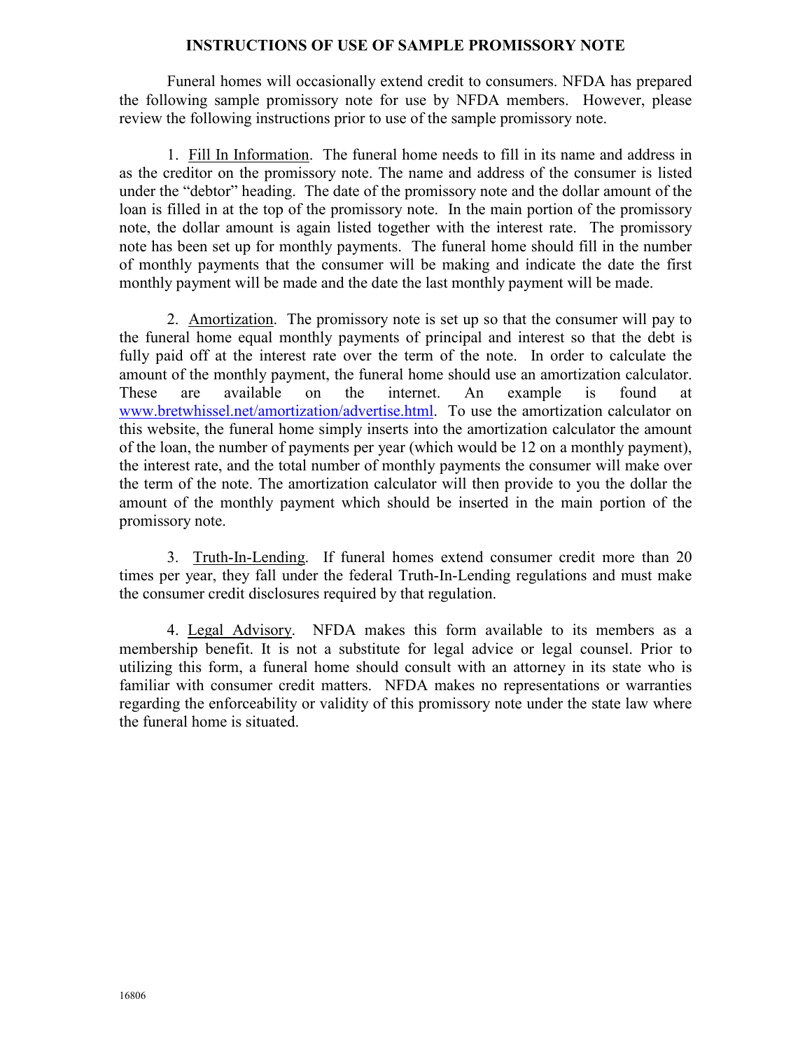## INSTRUCTIONS OF USE OF SAMPLE PROMISSORY NOTE

Funeral homes will occasionally extend credit to consumers. NFDA has prepared the following sample promissory note for use by NFDA members. However, please review the following instructions prior to use of the sample promissory note.

1. Fill In Information. The funeral home needs to fill in its name and address in as the creditor on the promissory note. The name and address of the consumer is listed under the "debtor" heading. The date of the promissory note and the dollar amount of the loan is filled in at the top of the promissory note. In the main portion of the promissory note, the dollar amount is again listed together with the interest rate. The promissory note has been set up for monthly payments. The funeral home should fill in the number of monthly payments that the consumer will be making and indicate the date the first monthly payment will be made and the date the last monthly payment will be made.

2. Amortization. The promissory note is set up so that the consumer will pay to the funeral home equal monthly payments of principal and interest so that the debt is fully paid off at the interest rate over the term of the note. In order to calculate the amount of the monthly payment, the funeral home should use an amortization calculator. These are available on the internet. An example is found at www.bretwhissel.net/amortization/advertise.html. To use the amortization calculator on this website, the funeral home simply inserts into the amortization calculator the amount of the loan, the number of payments per year (which would be 12 on a monthly payment), the interest rate, and the total number of monthly payments the consumer will make over the term of the note. The amortization calculator will then provide to you the dollar the amount of the monthly payment which should be inserted in the main portion of the promissory note.

3. Truth-In-Lending. If funeral homes extend consumer credit more than 20 times per year, they fall under the federal Truth-In-Lending regulations and must make the consumer credit disclosures required by that regulation.

4. Legal Advisory. NFDA makes this form available to its members as a membership benefit. It is not a substitute for legal advice or legal counsel. Prior to utilizing this form, a funeral home should consult with an attorney in its state who is familiar with consumer credit matters. NFDA makes no representations or warranties regarding the enforceability or validity of this promissory note under the state law where the funeral home is situated.

16806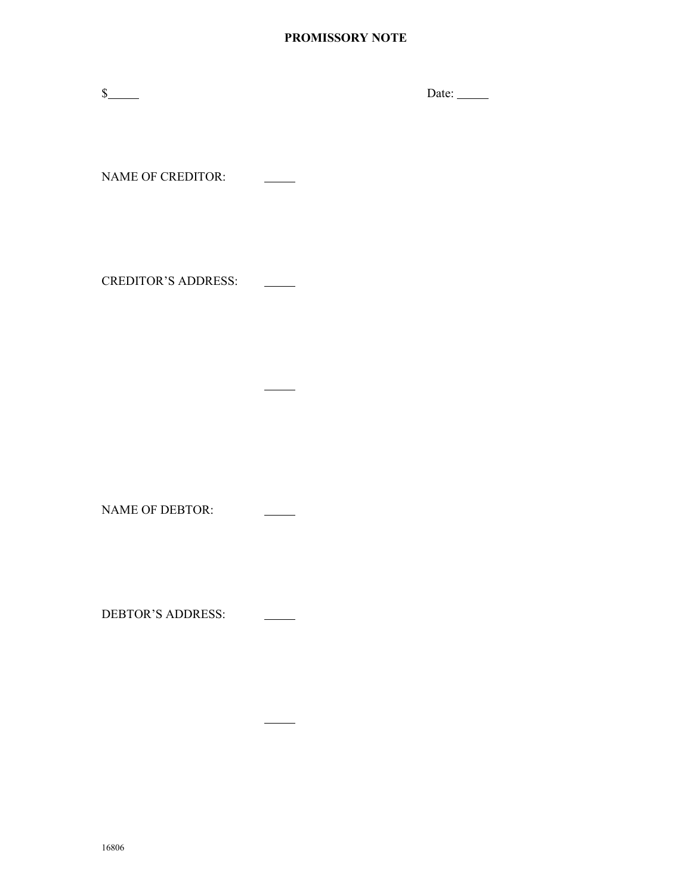**PROMISSORY NOTE**

$_____ Date: _____

NAME OF CREDITOR: _____

CREDITOR'S ADDRESS: _____

_____

NAME OF DEBTOR: _____

DEBTOR'S ADDRESS: _____

_____

16806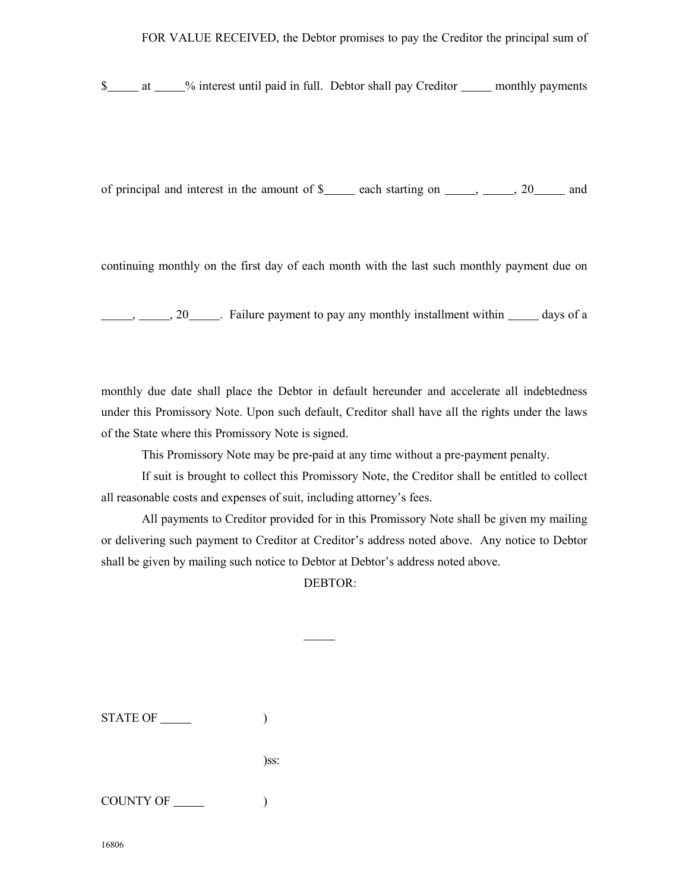FOR VALUE RECEIVED, the Debtor promises to pay the Creditor the principal sum of

$_____ at _____% interest until paid in full. Debtor shall pay Creditor _____ monthly payments

of principal and interest in the amount of $_____ each starting on _____, _____, 20_____ and

continuing monthly on the first day of each month with the last such monthly payment due on

_____, _____, 20_____. Failure payment to pay any monthly installment within _____ days of a

monthly due date shall place the Debtor in default hereunder and accelerate all indebtedness under this Promissory Note. Upon such default, Creditor shall have all the rights under the laws of the State where this Promissory Note is signed.

This Promissory Note may be pre-paid at any time without a pre-payment penalty.

If suit is brought to collect this Promissory Note, the Creditor shall be entitled to collect all reasonable costs and expenses of suit, including attorney's fees.

All payments to Creditor provided for in this Promissory Note shall be given my mailing or delivering such payment to Creditor at Creditor's address noted above. Any notice to Debtor shall be given by mailing such notice to Debtor at Debtor's address noted above.

DEBTOR:

_____

STATE OF _____ )

)ss:

COUNTY OF _____ )

16806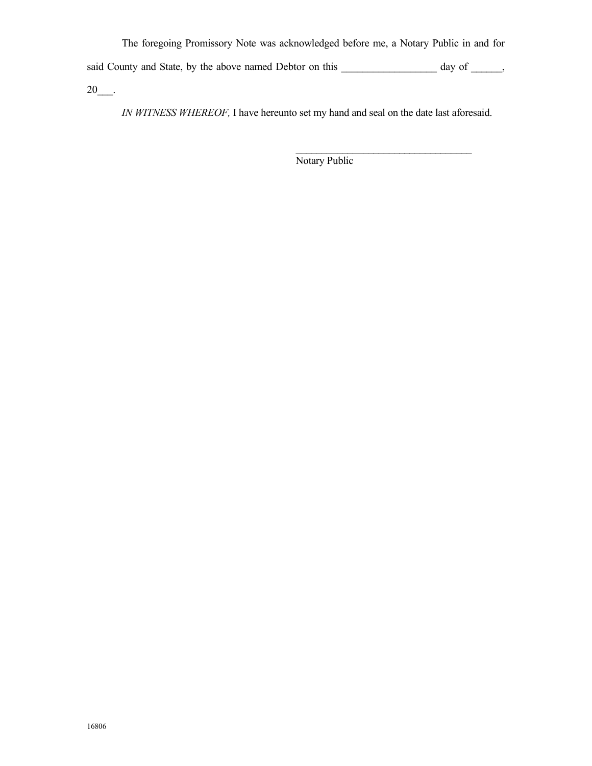The foregoing Promissory Note was acknowledged before me, a Notary Public in and for said County and State, by the above named Debtor on this __________________ day of ______, 20___.

*IN WITNESS WHEREOF,* I have hereunto set my hand and seal on the date last aforesaid.

___________________________________
Notary Public

16806